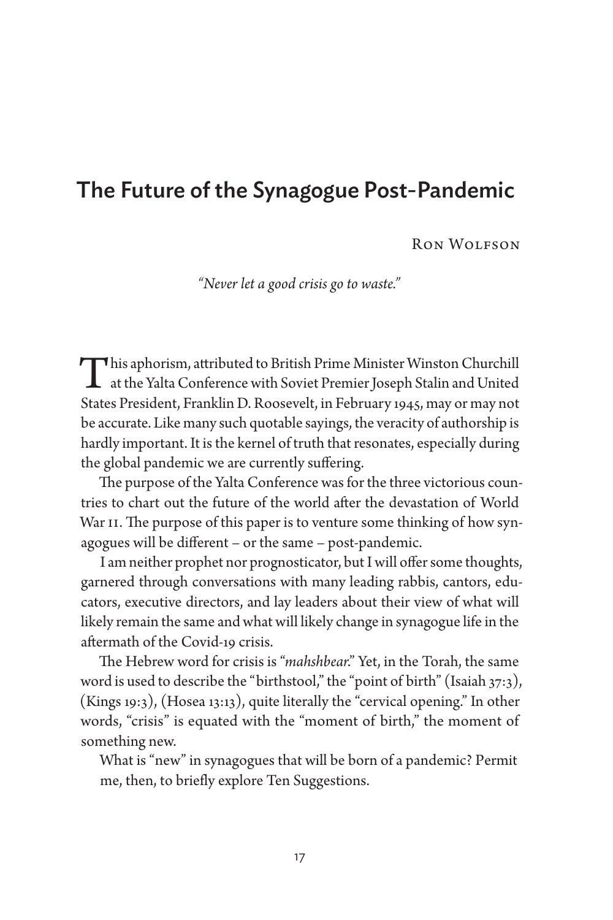# The Future of the Synagogue Post-Pandemic

Ron Wolfson

*"Never let a good crisis go to waste."*

This aphorism, attributed to British Prime Minister Winston Churchill at the Yalta Conference with Soviet Premier Joseph Stalin and United States President, Franklin D. Roosevelt, in February 1945, may or may not be accurate. Like many such quotable sayings, the veracity of authorship is hardly important. It is the kernel of truth that resonates, especially during the global pandemic we are currently suffering.

The purpose of the Yalta Conference was for the three victorious countries to chart out the future of the world after the devastation of World War II. The purpose of this paper is to venture some thinking of how synagogues will be different – or the same – post-pandemic.

I am neither prophet nor prognosticator, but I will offer some thoughts, garnered through conversations with many leading rabbis, cantors, educators, executive directors, and lay leaders about their view of what will likely remain the same and what will likely change in synagogue life in the aftermath of the Covid-19 crisis.

The Hebrew word for crisis is "*mahshbear*." Yet, in the Torah, the same word is used to describe the "birthstool," the "point of birth" (Isaiah 37:3), (Kings 19:3), (Hosea 13:13), quite literally the "cervical opening." In other words, "crisis" is equated with the "moment of birth," the moment of something new.

What is "new" in synagogues that will be born of a pandemic? Permit me, then, to briefly explore Ten Suggestions.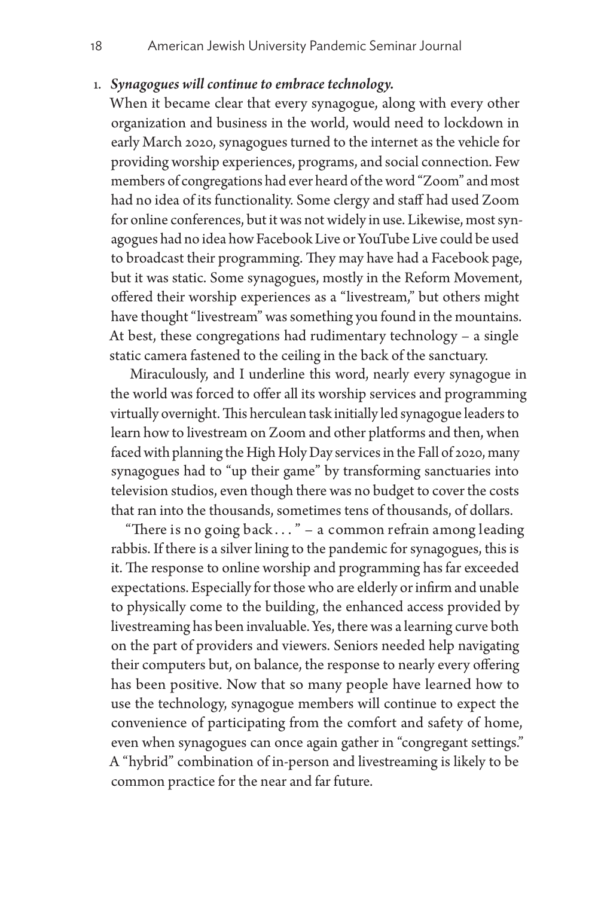1. ***Synagogues will continue to embrace technology.***

   When it became clear that every synagogue, along with every other organization and business in the world, would need to lockdown in early March 2020, synagogues turned to the internet as the vehicle for providing worship experiences, programs, and social connection. Few members of congregations had ever heard of the word "Zoom" and most had no idea of its functionality. Some clergy and staff had used Zoom for online conferences, but it was not widely in use. Likewise, most synagogues had no idea how Facebook Live or YouTube Live could be used to broadcast their programming. They may have had a Facebook page, but it was static. Some synagogues, mostly in the Reform Movement, offered their worship experiences as a "livestream," but others might have thought "livestream" was something you found in the mountains. At best, these congregations had rudimentary technology – a single static camera fastened to the ceiling in the back of the sanctuary.

   Miraculously, and I underline this word, nearly every synagogue in the world was forced to offer all its worship services and programming virtually overnight. This herculean task initially led synagogue leaders to learn how to livestream on Zoom and other platforms and then, when faced with planning the High Holy Day services in the Fall of 2020, many synagogues had to "up their game" by transforming sanctuaries into television studios, even though there was no budget to cover the costs that ran into the thousands, sometimes tens of thousands, of dollars.

   "There is no going back . . . " – a common refrain among leading rabbis. If there is a silver lining to the pandemic for synagogues, this is it. The response to online worship and programming has far exceeded expectations. Especially for those who are elderly or infirm and unable to physically come to the building, the enhanced access provided by livestreaming has been invaluable. Yes, there was a learning curve both on the part of providers and viewers. Seniors needed help navigating their computers but, on balance, the response to nearly every offering has been positive. Now that so many people have learned how to use the technology, synagogue members will continue to expect the convenience of participating from the comfort and safety of home, even when synagogues can once again gather in "congregant settings." A "hybrid" combination of in-person and livestreaming is likely to be common practice for the near and far future.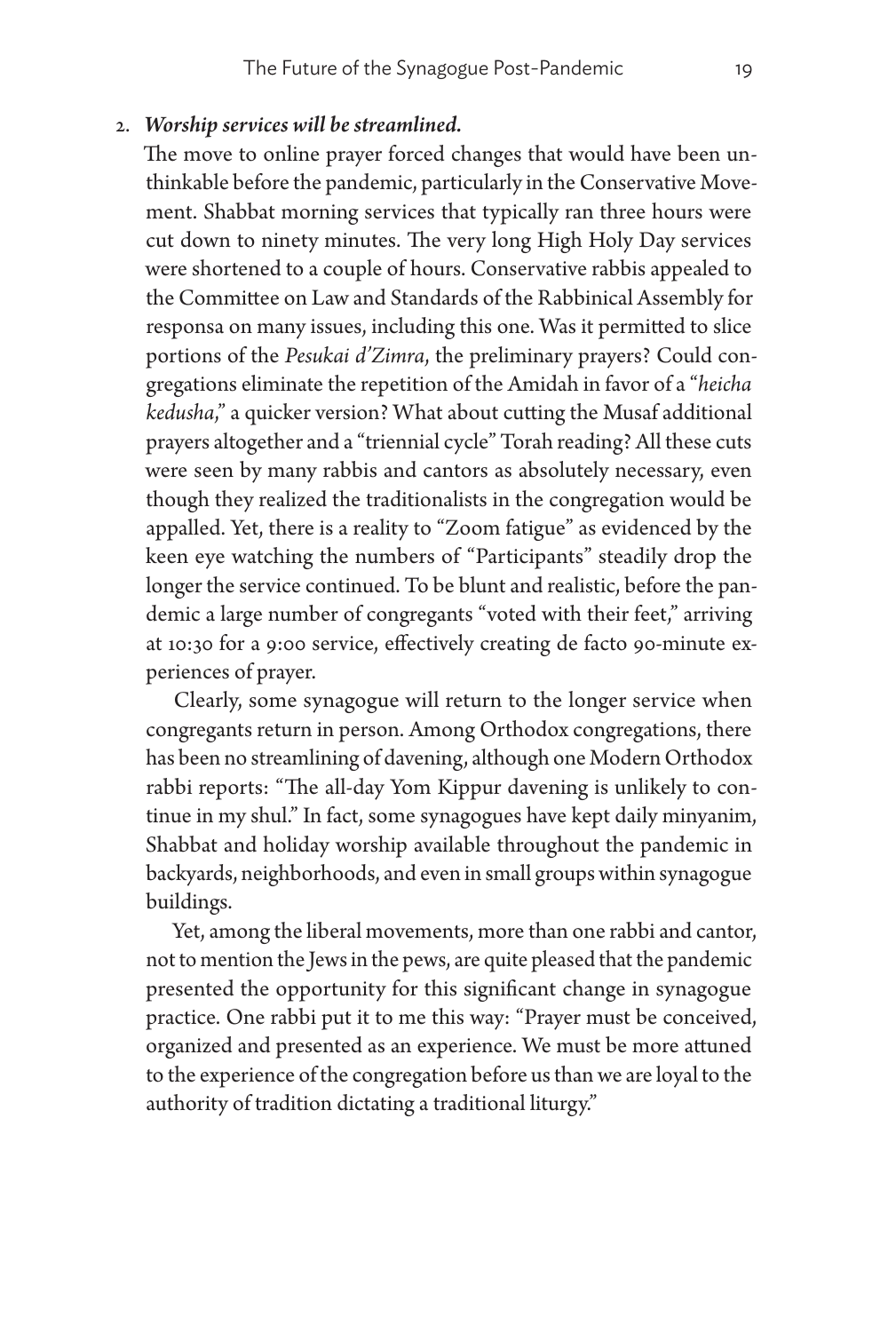2. ***Worship services will be streamlined.***

   The move to online prayer forced changes that would have been unthinkable before the pandemic, particularly in the Conservative Movement. Shabbat morning services that typically ran three hours were cut down to ninety minutes. The very long High Holy Day services were shortened to a couple of hours. Conservative rabbis appealed to the Committee on Law and Standards of the Rabbinical Assembly for responsa on many issues, including this one. Was it permitted to slice portions of the *Pesukai d'Zimra*, the preliminary prayers? Could congregations eliminate the repetition of the Amidah in favor of a "*heicha kedusha*," a quicker version? What about cutting the Musaf additional prayers altogether and a "triennial cycle" Torah reading? All these cuts were seen by many rabbis and cantors as absolutely necessary, even though they realized the traditionalists in the congregation would be appalled. Yet, there is a reality to "Zoom fatigue" as evidenced by the keen eye watching the numbers of "Participants" steadily drop the longer the service continued. To be blunt and realistic, before the pandemic a large number of congregants "voted with their feet," arriving at 10:30 for a 9:00 service, effectively creating de facto 90-minute experiences of prayer.

   Clearly, some synagogue will return to the longer service when congregants return in person. Among Orthodox congregations, there has been no streamlining of davening, although one Modern Orthodox rabbi reports: "The all-day Yom Kippur davening is unlikely to continue in my shul." In fact, some synagogues have kept daily minyanim, Shabbat and holiday worship available throughout the pandemic in backyards, neighborhoods, and even in small groups within synagogue buildings.

   Yet, among the liberal movements, more than one rabbi and cantor, not to mention the Jews in the pews, are quite pleased that the pandemic presented the opportunity for this significant change in synagogue practice. One rabbi put it to me this way: "Prayer must be conceived, organized and presented as an experience. We must be more attuned to the experience of the congregation before us than we are loyal to the authority of tradition dictating a traditional liturgy."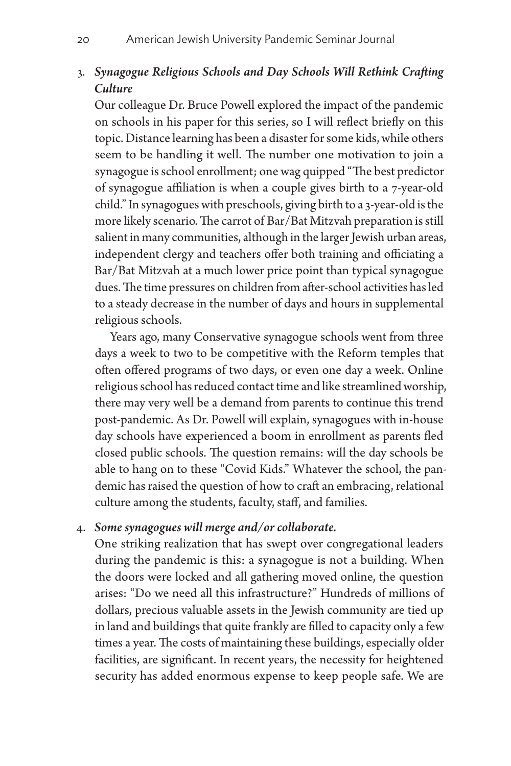3. ***Synagogue Religious Schools and Day Schools Will Rethink Crafting Culture***

   Our colleague Dr. Bruce Powell explored the impact of the pandemic on schools in his paper for this series, so I will reflect briefly on this topic. Distance learning has been a disaster for some kids, while others seem to be handling it well. The number one motivation to join a synagogue is school enrollment; one wag quipped "The best predictor of synagogue affiliation is when a couple gives birth to a 7-year-old child." In synagogues with preschools, giving birth to a 3-year-old is the more likely scenario. The carrot of Bar/Bat Mitzvah preparation is still salient in many communities, although in the larger Jewish urban areas, independent clergy and teachers offer both training and officiating a Bar/Bat Mitzvah at a much lower price point than typical synagogue dues. The time pressures on children from after-school activities has led to a steady decrease in the number of days and hours in supplemental religious schools.

   Years ago, many Conservative synagogue schools went from three days a week to two to be competitive with the Reform temples that often offered programs of two days, or even one day a week. Online religious school has reduced contact time and like streamlined worship, there may very well be a demand from parents to continue this trend post-pandemic. As Dr. Powell will explain, synagogues with in-house day schools have experienced a boom in enrollment as parents fled closed public schools. The question remains: will the day schools be able to hang on to these "Covid Kids." Whatever the school, the pandemic has raised the question of how to craft an embracing, relational culture among the students, faculty, staff, and families.

4. ***Some synagogues will merge and/or collaborate.***

   One striking realization that has swept over congregational leaders during the pandemic is this: a synagogue is not a building. When the doors were locked and all gathering moved online, the question arises: "Do we need all this infrastructure?" Hundreds of millions of dollars, precious valuable assets in the Jewish community are tied up in land and buildings that quite frankly are filled to capacity only a few times a year. The costs of maintaining these buildings, especially older facilities, are significant. In recent years, the necessity for heightened security has added enormous expense to keep people safe. We are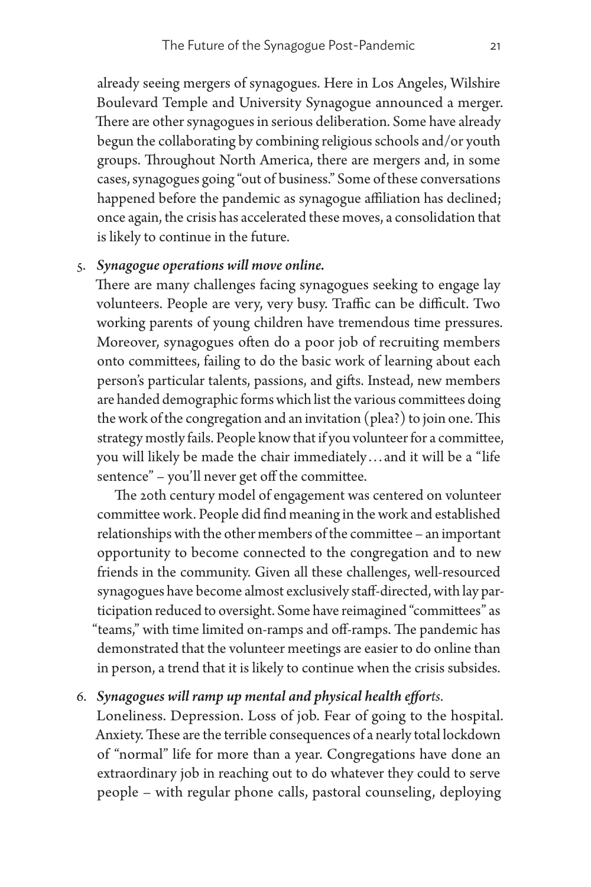already seeing mergers of synagogues. Here in Los Angeles, Wilshire Boulevard Temple and University Synagogue announced a merger. There are other synagogues in serious deliberation. Some have already begun the collaborating by combining religious schools and/or youth groups. Throughout North America, there are mergers and, in some cases, synagogues going "out of business." Some of these conversations happened before the pandemic as synagogue affiliation has declined; once again, the crisis has accelerated these moves, a consolidation that is likely to continue in the future.

5. ***Synagogue operations will move online.***

   There are many challenges facing synagogues seeking to engage lay volunteers. People are very, very busy. Traffic can be difficult. Two working parents of young children have tremendous time pressures. Moreover, synagogues often do a poor job of recruiting members onto committees, failing to do the basic work of learning about each person's particular talents, passions, and gifts. Instead, new members are handed demographic forms which list the various committees doing the work of the congregation and an invitation (plea?) to join one. This strategy mostly fails. People know that if you volunteer for a committee, you will likely be made the chair immediately…and it will be a "life sentence" – you'll never get off the committee.

   The 20th century model of engagement was centered on volunteer committee work. People did find meaning in the work and established relationships with the other members of the committee – an important opportunity to become connected to the congregation and to new friends in the community. Given all these challenges, well-resourced synagogues have become almost exclusively staff-directed, with lay participation reduced to oversight. Some have reimagined "committees" as "teams," with time limited on-ramps and off-ramps. The pandemic has demonstrated that the volunteer meetings are easier to do online than in person, a trend that it is likely to continue when the crisis subsides.

6. ***Synagogues will ramp up mental and physical health efforts.***

   Loneliness. Depression. Loss of job. Fear of going to the hospital. Anxiety. These are the terrible consequences of a nearly total lockdown of "normal" life for more than a year. Congregations have done an extraordinary job in reaching out to do whatever they could to serve people – with regular phone calls, pastoral counseling, deploying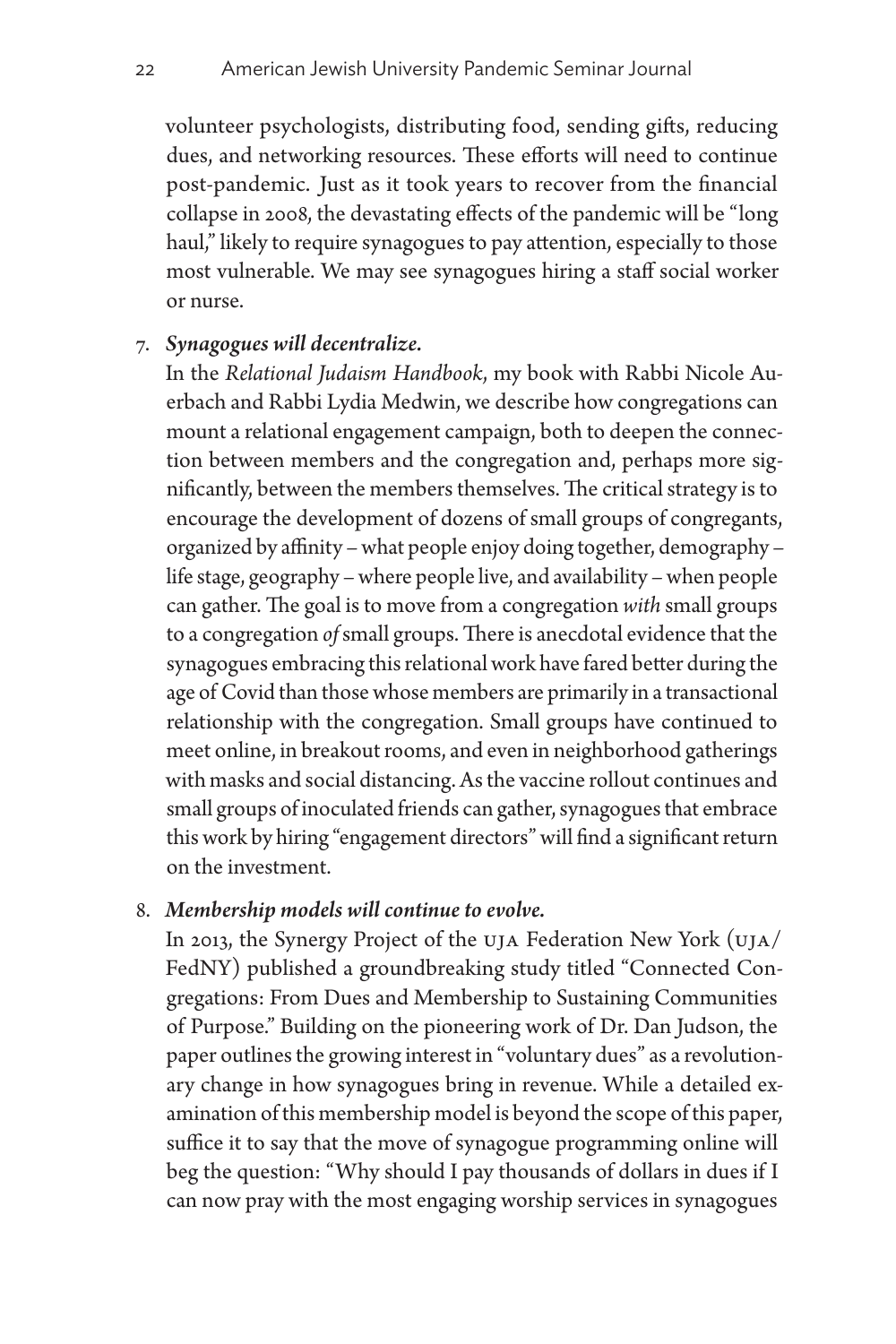volunteer psychologists, distributing food, sending gifts, reducing dues, and networking resources. These efforts will need to continue post-pandemic. Just as it took years to recover from the financial collapse in 2008, the devastating effects of the pandemic will be "long haul," likely to require synagogues to pay attention, especially to those most vulnerable. We may see synagogues hiring a staff social worker or nurse.

7. ***Synagogues will decentralize.***

   In the *Relational Judaism Handbook*, my book with Rabbi Nicole Auerbach and Rabbi Lydia Medwin, we describe how congregations can mount a relational engagement campaign, both to deepen the connection between members and the congregation and, perhaps more significantly, between the members themselves. The critical strategy is to encourage the development of dozens of small groups of congregants, organized by affinity – what people enjoy doing together, demography – life stage, geography – where people live, and availability – when people can gather. The goal is to move from a congregation *with* small groups to a congregation *of* small groups. There is anecdotal evidence that the synagogues embracing this relational work have fared better during the age of Covid than those whose members are primarily in a transactional relationship with the congregation. Small groups have continued to meet online, in breakout rooms, and even in neighborhood gatherings with masks and social distancing. As the vaccine rollout continues and small groups of inoculated friends can gather, synagogues that embrace this work by hiring "engagement directors" will find a significant return on the investment.

8. ***Membership models will continue to evolve.***

   In 2013, the Synergy Project of the UJA Federation New York (UJA/FedNY) published a groundbreaking study titled "Connected Congregations: From Dues and Membership to Sustaining Communities of Purpose." Building on the pioneering work of Dr. Dan Judson, the paper outlines the growing interest in "voluntary dues" as a revolutionary change in how synagogues bring in revenue. While a detailed examination of this membership model is beyond the scope of this paper, suffice it to say that the move of synagogue programming online will beg the question: "Why should I pay thousands of dollars in dues if I can now pray with the most engaging worship services in synagogues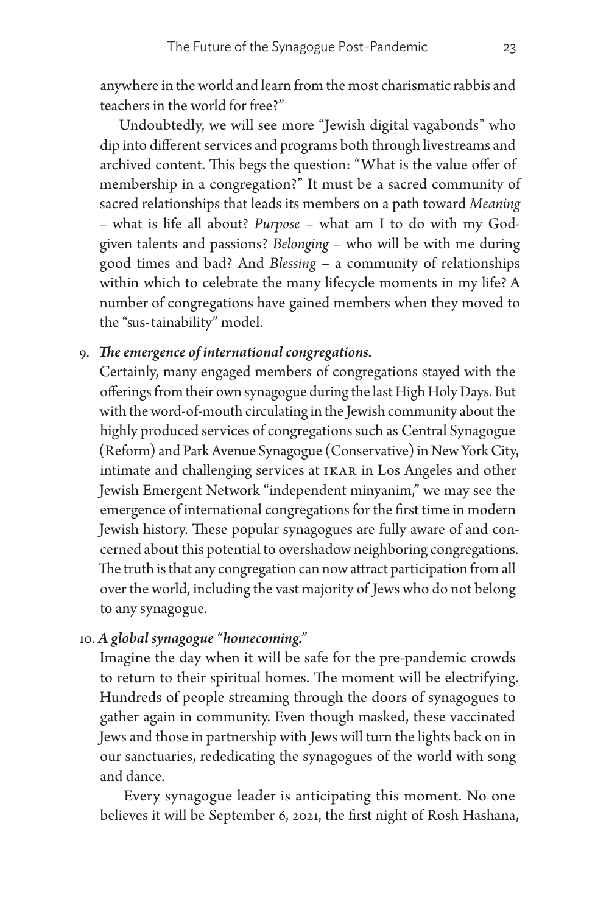anywhere in the world and learn from the most charismatic rabbis and teachers in the world for free?"

Undoubtedly, we will see more "Jewish digital vagabonds" who dip into different services and programs both through livestreams and archived content. This begs the question: "What is the value offer of membership in a congregation?" It must be a sacred community of sacred relationships that leads its members on a path toward *Meaning* – what is life all about? *Purpose* – what am I to do with my God-given talents and passions? *Belonging* – who will be with me during good times and bad? And *Blessing* – a community of relationships within which to celebrate the many lifecycle moments in my life? A number of congregations have gained members when they moved to the "sus-tainability" model.

9. ***The emergence of international congregations.***

   Certainly, many engaged members of congregations stayed with the offerings from their own synagogue during the last High Holy Days. But with the word-of-mouth circulating in the Jewish community about the highly produced services of congregations such as Central Synagogue (Reform) and Park Avenue Synagogue (Conservative) in New York City, intimate and challenging services at IKAR in Los Angeles and other Jewish Emergent Network "independent minyanim," we may see the emergence of international congregations for the first time in modern Jewish history. These popular synagogues are fully aware of and concerned about this potential to overshadow neighboring congregations. The truth is that any congregation can now attract participation from all over the world, including the vast majority of Jews who do not belong to any synagogue.

10. ***A global synagogue "homecoming."***

    Imagine the day when it will be safe for the pre-pandemic crowds to return to their spiritual homes. The moment will be electrifying. Hundreds of people streaming through the doors of synagogues to gather again in community. Even though masked, these vaccinated Jews and those in partnership with Jews will turn the lights back on in our sanctuaries, rededicating the synagogues of the world with song and dance.

    Every synagogue leader is anticipating this moment. No one believes it will be September 6, 2021, the first night of Rosh Hashana,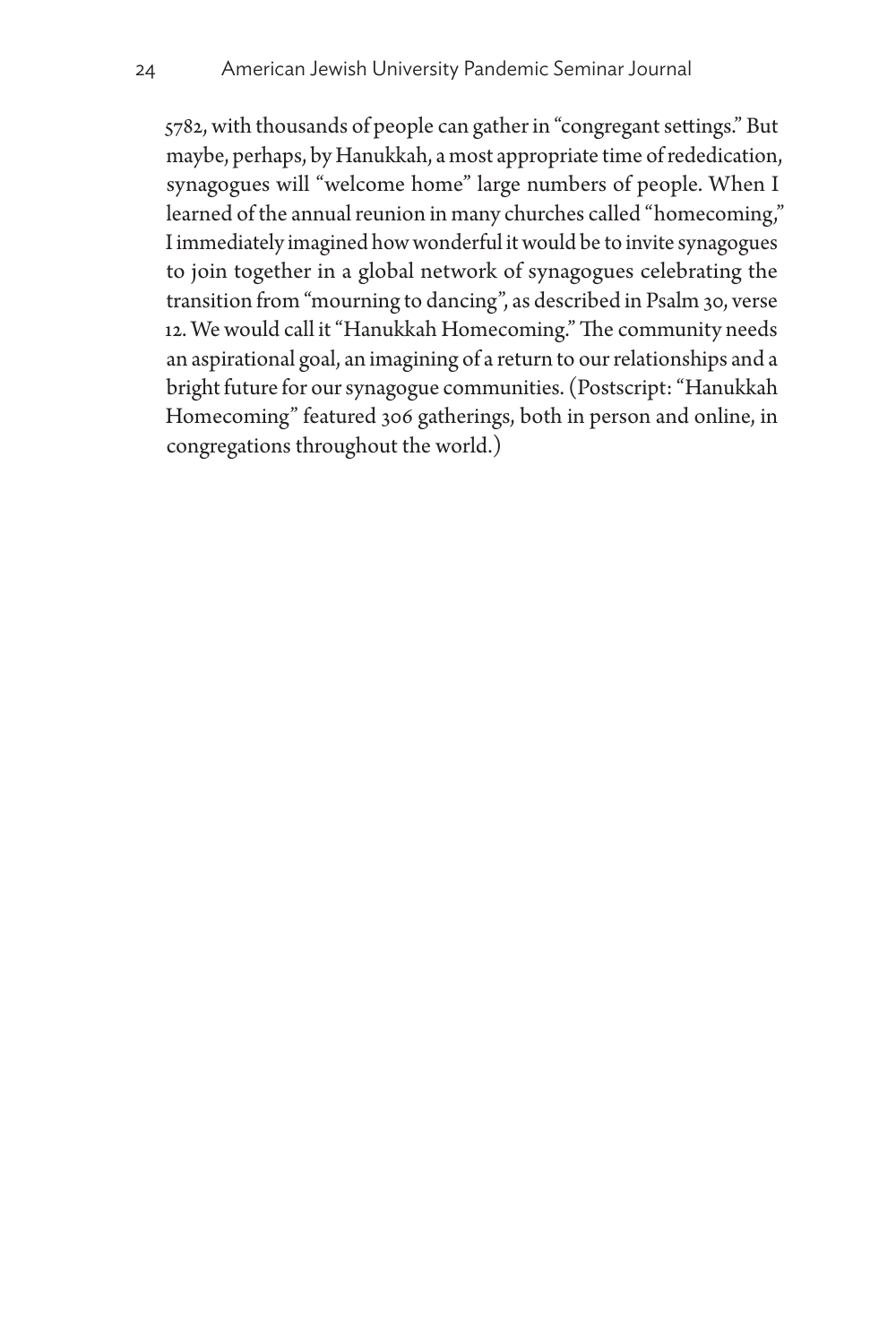5782, with thousands of people can gather in "congregant settings." But maybe, perhaps, by Hanukkah, a most appropriate time of rededication, synagogues will "welcome home" large numbers of people. When I learned of the annual reunion in many churches called "homecoming," I immediately imagined how wonderful it would be to invite synagogues to join together in a global network of synagogues celebrating the transition from "mourning to dancing", as described in Psalm 30, verse 12. We would call it "Hanukkah Homecoming." The community needs an aspirational goal, an imagining of a return to our relationships and a bright future for our synagogue communities. (Postscript: "Hanukkah Homecoming" featured 306 gatherings, both in person and online, in congregations throughout the world.)